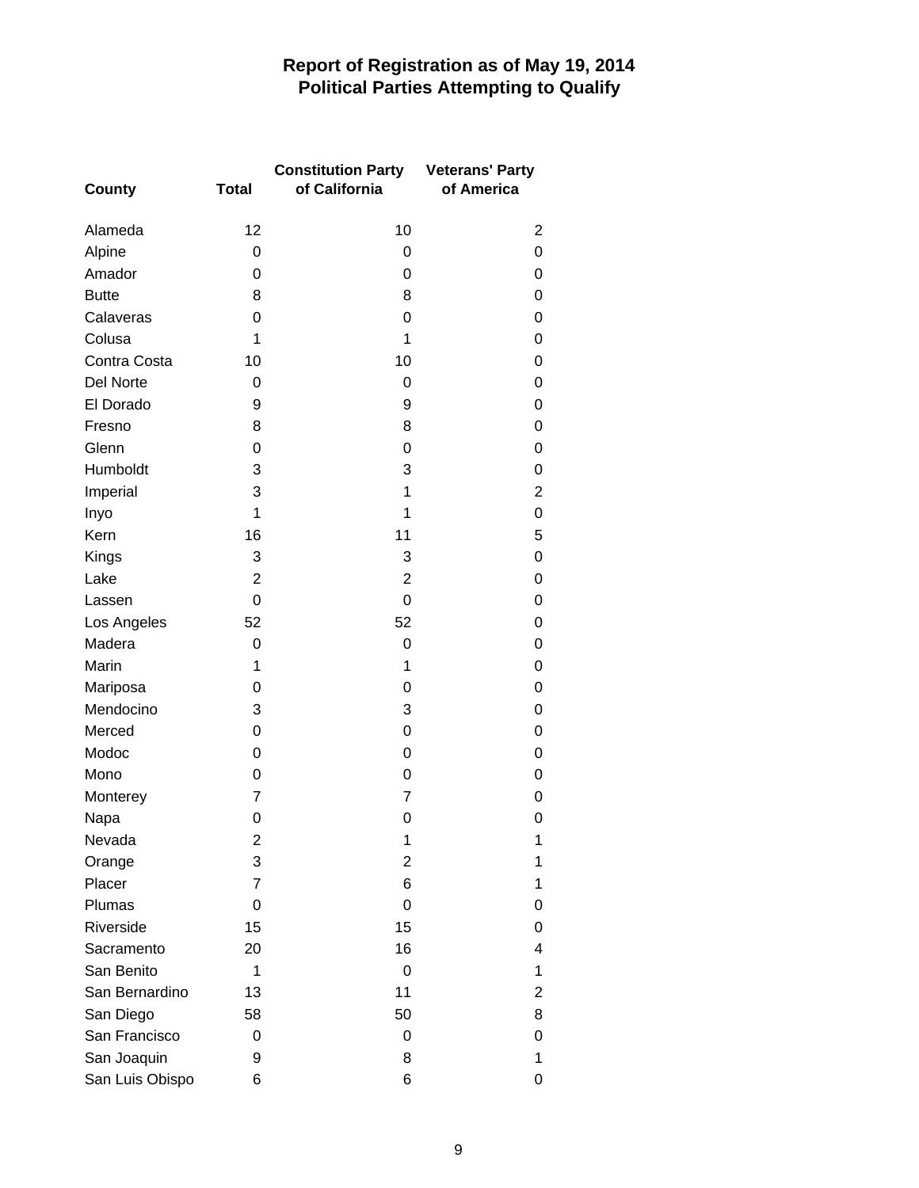# Report of Registration as of May 19, 2014
## Political Parties Attempting to Qualify

| County | Total | Constitution Party of California | Veterans' Party of America |
|---|---|---|---|
| Alameda | 12 | 10 | 2 |
| Alpine | 0 | 0 | 0 |
| Amador | 0 | 0 | 0 |
| Butte | 8 | 8 | 0 |
| Calaveras | 0 | 0 | 0 |
| Colusa | 1 | 1 | 0 |
| Contra Costa | 10 | 10 | 0 |
| Del Norte | 0 | 0 | 0 |
| El Dorado | 9 | 9 | 0 |
| Fresno | 8 | 8 | 0 |
| Glenn | 0 | 0 | 0 |
| Humboldt | 3 | 3 | 0 |
| Imperial | 3 | 1 | 2 |
| Inyo | 1 | 1 | 0 |
| Kern | 16 | 11 | 5 |
| Kings | 3 | 3 | 0 |
| Lake | 2 | 2 | 0 |
| Lassen | 0 | 0 | 0 |
| Los Angeles | 52 | 52 | 0 |
| Madera | 0 | 0 | 0 |
| Marin | 1 | 1 | 0 |
| Mariposa | 0 | 0 | 0 |
| Mendocino | 3 | 3 | 0 |
| Merced | 0 | 0 | 0 |
| Modoc | 0 | 0 | 0 |
| Mono | 0 | 0 | 0 |
| Monterey | 7 | 7 | 0 |
| Napa | 0 | 0 | 0 |
| Nevada | 2 | 1 | 1 |
| Orange | 3 | 2 | 1 |
| Placer | 7 | 6 | 1 |
| Plumas | 0 | 0 | 0 |
| Riverside | 15 | 15 | 0 |
| Sacramento | 20 | 16 | 4 |
| San Benito | 1 | 0 | 1 |
| San Bernardino | 13 | 11 | 2 |
| San Diego | 58 | 50 | 8 |
| San Francisco | 0 | 0 | 0 |
| San Joaquin | 9 | 8 | 1 |
| San Luis Obispo | 6 | 6 | 0 |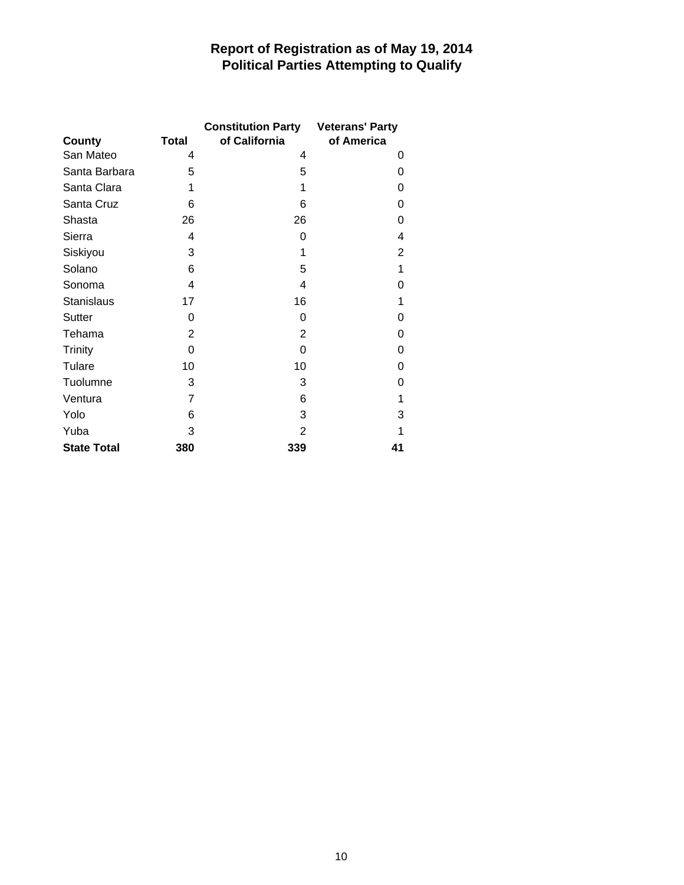# Report of Registration as of May 19, 2014
## Political Parties Attempting to Qualify

| County | Total | Constitution Party of California | Veterans' Party of America |
|---|---|---|---|
| San Mateo | 4 | 4 | 0 |
| Santa Barbara | 5 | 5 | 0 |
| Santa Clara | 1 | 1 | 0 |
| Santa Cruz | 6 | 6 | 0 |
| Shasta | 26 | 26 | 0 |
| Sierra | 4 | 0 | 4 |
| Siskiyou | 3 | 1 | 2 |
| Solano | 6 | 5 | 1 |
| Sonoma | 4 | 4 | 0 |
| Stanislaus | 17 | 16 | 1 |
| Sutter | 0 | 0 | 0 |
| Tehama | 2 | 2 | 0 |
| Trinity | 0 | 0 | 0 |
| Tulare | 10 | 10 | 0 |
| Tuolumne | 3 | 3 | 0 |
| Ventura | 7 | 6 | 1 |
| Yolo | 6 | 3 | 3 |
| Yuba | 3 | 2 | 1 |
| **State Total** | **380** | **339** | **41** |